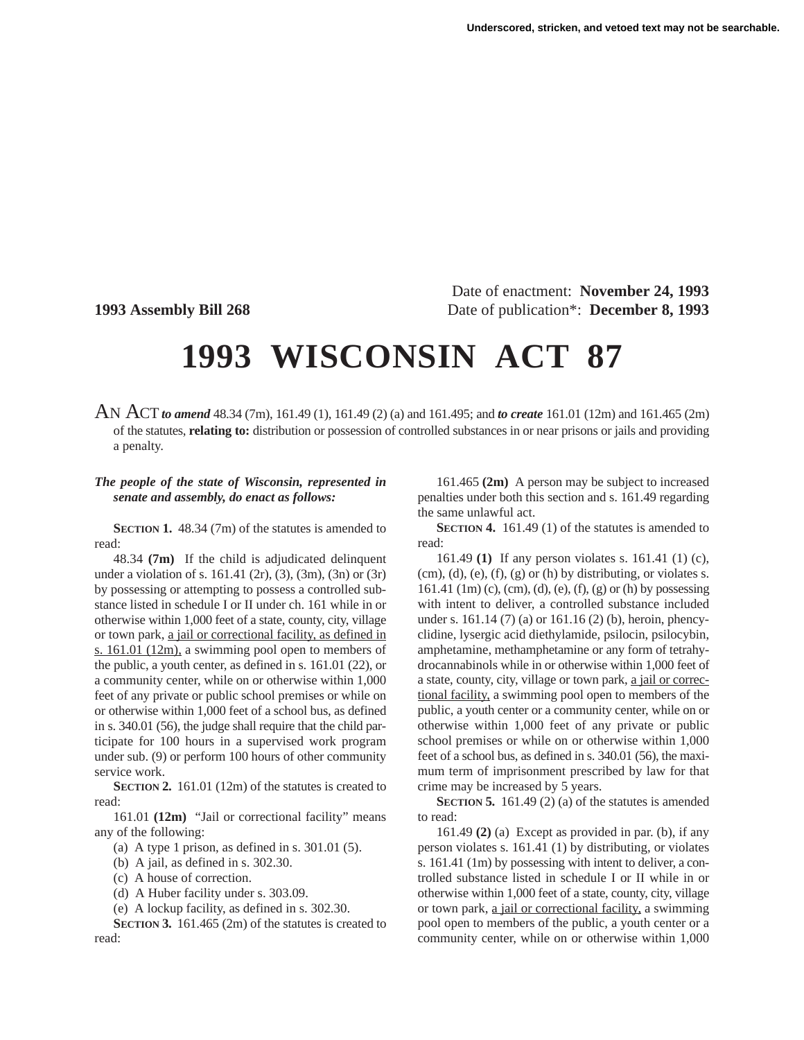Underscored, stricken, and vetoed text may not be searchable.

Date of enactment: **November 24, 1993**

**1993 Assembly Bill 268** Date of publication*: **December 8, 1993**

# 1993 WISCONSIN ACT 87

AN ACT ***to amend*** 48.34 (7m), 161.49 (1), 161.49 (2) (a) and 161.495; and ***to create*** 161.01 (12m) and 161.465 (2m) of the statutes, **relating to:** distribution or possession of controlled substances in or near prisons or jails and providing a penalty.

***The people of the state of Wisconsin, represented in senate and assembly, do enact as follows:***

**SECTION 1.** 48.34 (7m) of the statutes is amended to read:

48.34 **(7m)** If the child is adjudicated delinquent under a violation of s. 161.41 (2r), (3), (3m), (3n) or (3r) by possessing or attempting to possess a controlled substance listed in schedule I or II under ch. 161 while in or otherwise within 1,000 feet of a state, county, city, village or town park, <u>a jail or correctional facility, as defined in s. 161.01 (12m),</u> a swimming pool open to members of the public, a youth center, as defined in s. 161.01 (22), or a community center, while on or otherwise within 1,000 feet of any private or public school premises or while on or otherwise within 1,000 feet of a school bus, as defined in s. 340.01 (56), the judge shall require that the child participate for 100 hours in a supervised work program under sub. (9) or perform 100 hours of other community service work.

**SECTION 2.** 161.01 (12m) of the statutes is created to read:

161.01 **(12m)** "Jail or correctional facility" means any of the following:

(a) A type 1 prison, as defined in s. 301.01 (5).

(b) A jail, as defined in s. 302.30.

(c) A house of correction.

(d) A Huber facility under s. 303.09.

(e) A lockup facility, as defined in s. 302.30.

**SECTION 3.** 161.465 (2m) of the statutes is created to read:

161.465 **(2m)** A person may be subject to increased penalties under both this section and s. 161.49 regarding the same unlawful act.

**SECTION 4.** 161.49 (1) of the statutes is amended to read:

161.49 **(1)** If any person violates s. 161.41 (1) (c), (cm), (d), (e), (f), (g) or (h) by distributing, or violates s. 161.41 (1m) (c), (cm), (d), (e), (f), (g) or (h) by possessing with intent to deliver, a controlled substance included under s. 161.14 (7) (a) or 161.16 (2) (b), heroin, phencyclidine, lysergic acid diethylamide, psilocin, psilocybin, amphetamine, methamphetamine or any form of tetrahydrocannabinols while in or otherwise within 1,000 feet of a state, county, city, village or town park, <u>a jail or correctional facility,</u> a swimming pool open to members of the public, a youth center or a community center, while on or otherwise within 1,000 feet of any private or public school premises or while on or otherwise within 1,000 feet of a school bus, as defined in s. 340.01 (56), the maximum term of imprisonment prescribed by law for that crime may be increased by 5 years.

**SECTION 5.** 161.49 (2) (a) of the statutes is amended to read:

161.49 **(2)** (a) Except as provided in par. (b), if any person violates s. 161.41 (1) by distributing, or violates s. 161.41 (1m) by possessing with intent to deliver, a controlled substance listed in schedule I or II while in or otherwise within 1,000 feet of a state, county, city, village or town park, <u>a jail or correctional facility,</u> a swimming pool open to members of the public, a youth center or a community center, while on or otherwise within 1,000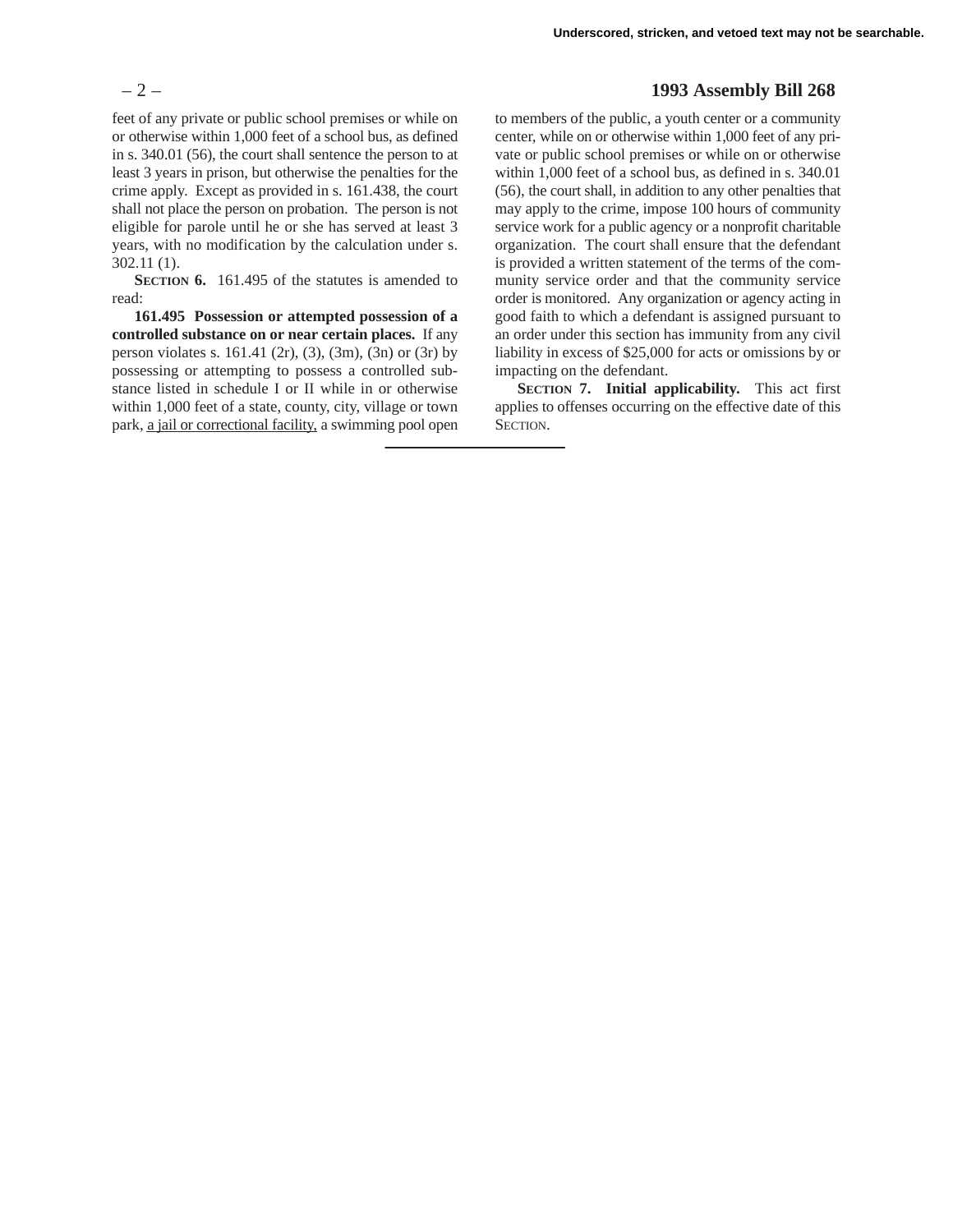feet of any private or public school premises or while on or otherwise within 1,000 feet of a school bus, as defined in s. 340.01 (56), the court shall sentence the person to at least 3 years in prison, but otherwise the penalties for the crime apply. Except as provided in s. 161.438, the court shall not place the person on probation. The person is not eligible for parole until he or she has served at least 3 years, with no modification by the calculation under s. 302.11 (1).

**SECTION 6.** 161.495 of the statutes is amended to read:

**161.495 Possession or attempted possession of a controlled substance on or near certain places.** If any person violates s. 161.41 (2r), (3), (3m), (3n) or (3r) by possessing or attempting to possess a controlled substance listed in schedule I or II while in or otherwise within 1,000 feet of a state, county, city, village or town park, <u>a jail or correctional facility,</u> a swimming pool open to members of the public, a youth center or a community center, while on or otherwise within 1,000 feet of any private or public school premises or while on or otherwise within 1,000 feet of a school bus, as defined in s. 340.01 (56), the court shall, in addition to any other penalties that may apply to the crime, impose 100 hours of community service work for a public agency or a nonprofit charitable organization. The court shall ensure that the defendant is provided a written statement of the terms of the community service order and that the community service order is monitored. Any organization or agency acting in good faith to which a defendant is assigned pursuant to an order under this section has immunity from any civil liability in excess of $25,000 for acts or omissions by or impacting on the defendant.

**SECTION 7. Initial applicability.** This act first applies to offenses occurring on the effective date of this SECTION.